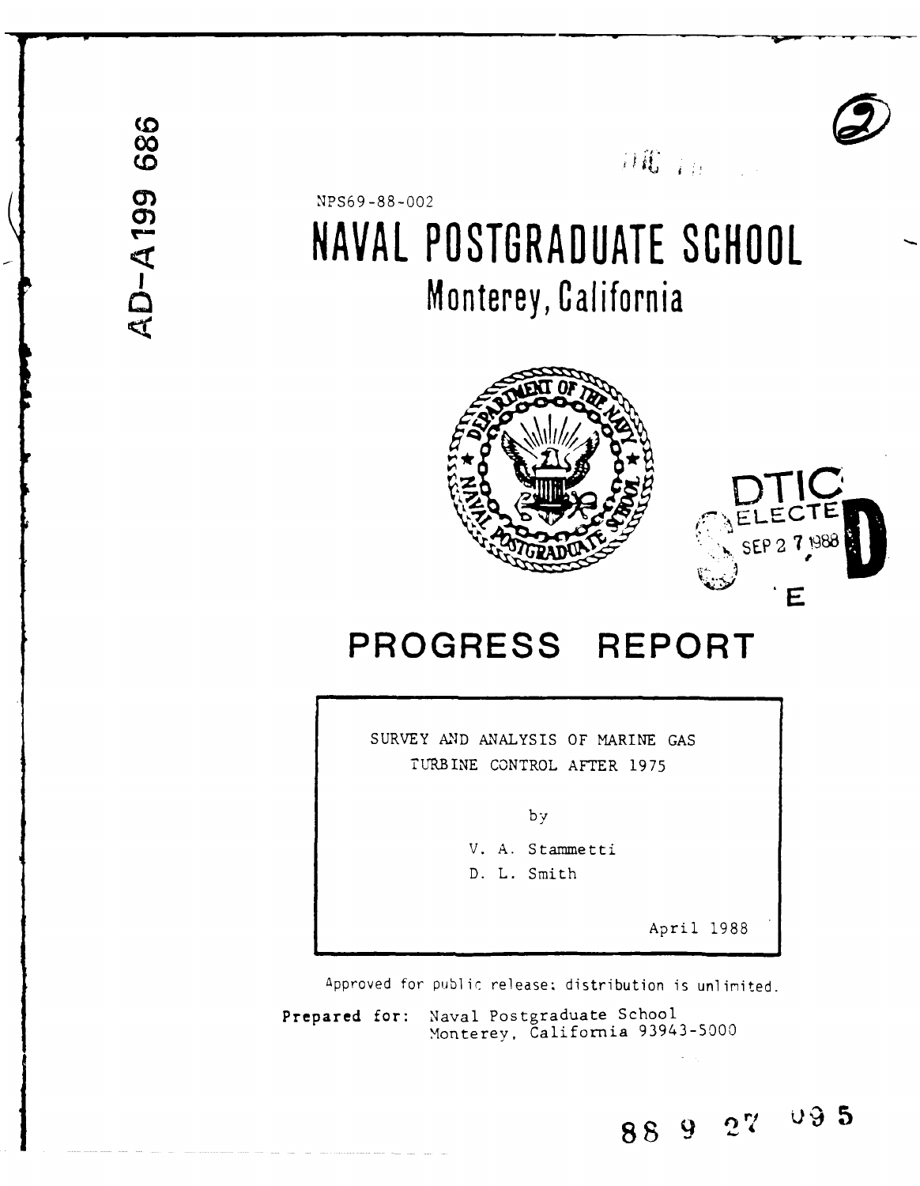AD-A199 686

NPS69-88-002

# NAVAL POSTGRADUATE SCHOOL

## Monterey, California

DTIC ELECTE SEP 27 1988 E

# PROGRESS REPORT

SURVEY AND ANALYSIS OF MARINE GAS TURBINE CONTROL AFTER 1975

by

V. A. Stammetti

D. L. Smith

April 1988

Approved for public release; distribution is unlimited.

**Prepared for:** Naval Postgraduate School
Monterey, California 93943-5000

88 9 27 095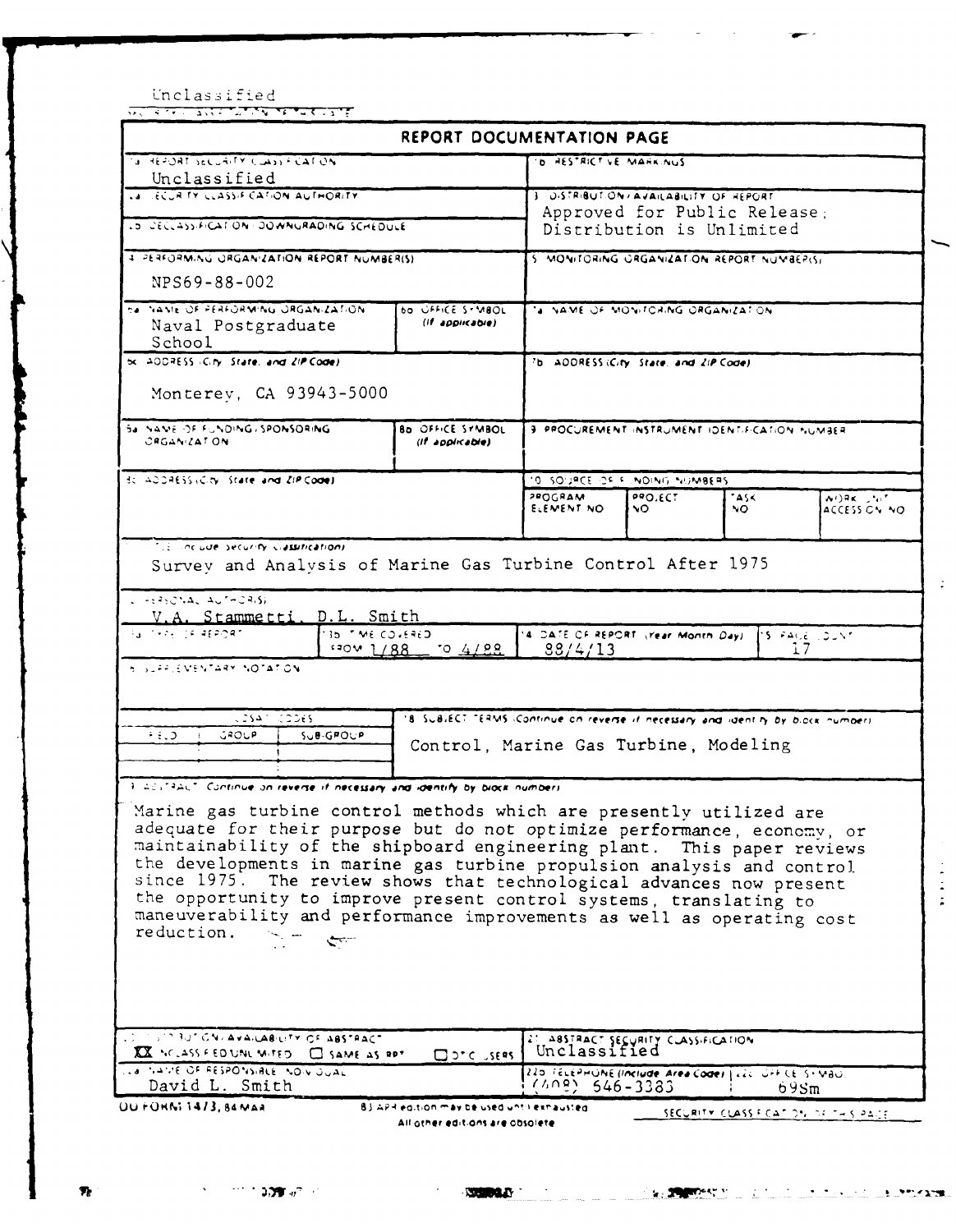Unclassified

SECURITY CLASSIFICATION OF THIS PAGE

# REPORT DOCUMENTATION PAGE

| | |
|---|---|
| 1a REPORT SECURITY CLASSIFICATION<br>Unclassified | 1b RESTRICTIVE MARKINGS |
| 2a SECURITY CLASSIFICATION AUTHORITY | 3 DISTRIBUTION/AVAILABILITY OF REPORT<br>Approved for Public Release; Distribution is Unlimited |
| 2b DECLASSIFICATION/DOWNGRADING SCHEDULE | |
| 4 PERFORMING ORGANIZATION REPORT NUMBER(S)<br>NPS69-88-002 | 5 MONITORING ORGANIZATION REPORT NUMBER(S) |
| 6a NAME OF PERFORMING ORGANIZATION<br>Naval Postgraduate School<br>6b OFFICE SYMBOL (If applicable) | 7a NAME OF MONITORING ORGANIZATION |
| 6c ADDRESS (City, State, and ZIP Code)<br>Monterey, CA 93943-5000 | 7b ADDRESS (City, State, and ZIP Code) |
| 8a NAME OF FUNDING/SPONSORING ORGANIZATION<br>8b OFFICE SYMBOL (If applicable) | 9 PROCUREMENT INSTRUMENT IDENTIFICATION NUMBER |
| 8c ADDRESS (City, State, and ZIP Code) | 10 SOURCE OF FUNDING NUMBERS<br>PROGRAM ELEMENT NO / PROJECT NO / TASK NO / WORK UNIT ACCESSION NO |

11 TITLE (Include Security Classification)

Survey and Analysis of Marine Gas Turbine Control After 1975

12 PERSONAL AUTHOR(S)

V.A. Stammetti, D.L. Smith

| 13a TYPE OF REPORT | 13b TIME COVERED | 14 DATE OF REPORT (Year, Month, Day) | 15 PAGE COUNT |
|---|---|---|---|
| | FROM 1/88 TO 4/88 | 88/4/13 | 17 |

16 SUPPLEMENTARY NOTATION

| 17 COSATI CODES | | | 18 SUBJECT TERMS (Continue on reverse if necessary and identify by block number) |
|---|---|---|---|
| FIELD | GROUP | SUB-GROUP | Control, Marine Gas Turbine, Modeling |

19 ABSTRACT (Continue on reverse if necessary and identify by block number)

Marine gas turbine control methods which are presently utilized are adequate for their purpose but do not optimize performance, economy, or maintainability of the shipboard engineering plant. This paper reviews the developments in marine gas turbine propulsion analysis and control since 1975. The review shows that technological advances now present the opportunity to improve present control systems, translating to maneuverability and performance improvements as well as operating cost reduction.

| | |
|---|---|
| 20 DISTRIBUTION/AVAILABILITY OF ABSTRACT<br>XX UNCLASSIFIED/UNLIMITED ☐ SAME AS RPT ☐ DTIC USERS | 21 ABSTRACT SECURITY CLASSIFICATION<br>Unclassified |
| 22a NAME OF RESPONSIBLE INDIVIDUAL<br>David L. Smith | 22b TELEPHONE (Include Area Code) (408) 646-3383<br>22c OFFICE SYMBOL 69Sm |

DD FORM 1473, 84 MAR — 83 APR edition may be used until exhausted. All other editions are obsolete.

SECURITY CLASSIFICATION OF THIS PAGE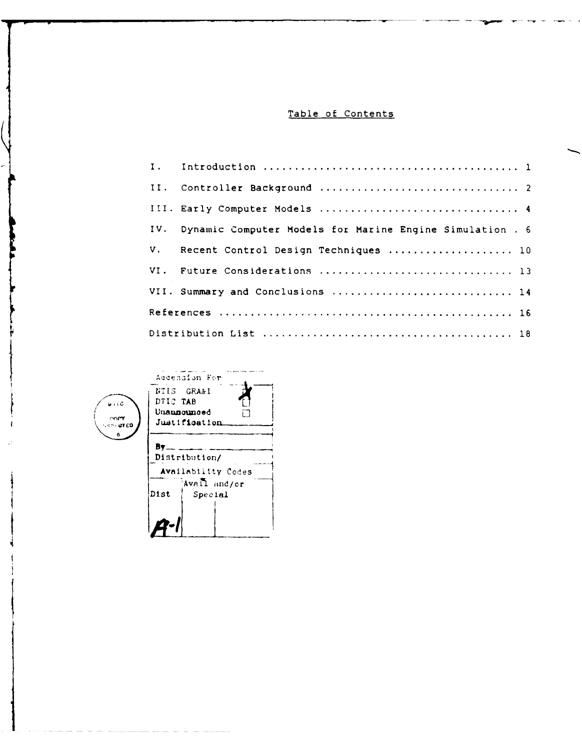## Table of Contents

| | | |
|---|---|---|
| I. | Introduction | 1 |
| II. | Controller Background | 2 |
| III. | Early Computer Models | 4 |
| IV. | Dynamic Computer Models for Marine Engine Simulation | 6 |
| V. | Recent Control Design Techniques | 10 |
| VI. | Future Considerations | 13 |
| VII. | Summary and Conclusions | 14 |
| | References | 16 |
| | Distribution List | 18 |

| Accession For | |
|---|---|
| NTIS GRA&I | X |
| DTIC TAB | ☐ |
| Unannounced | ☐ |
| Justification | |
| By | |
| Distribution/ | |
| Availability Codes | |
| Dist | Avail and/or Special |
| A-1 | |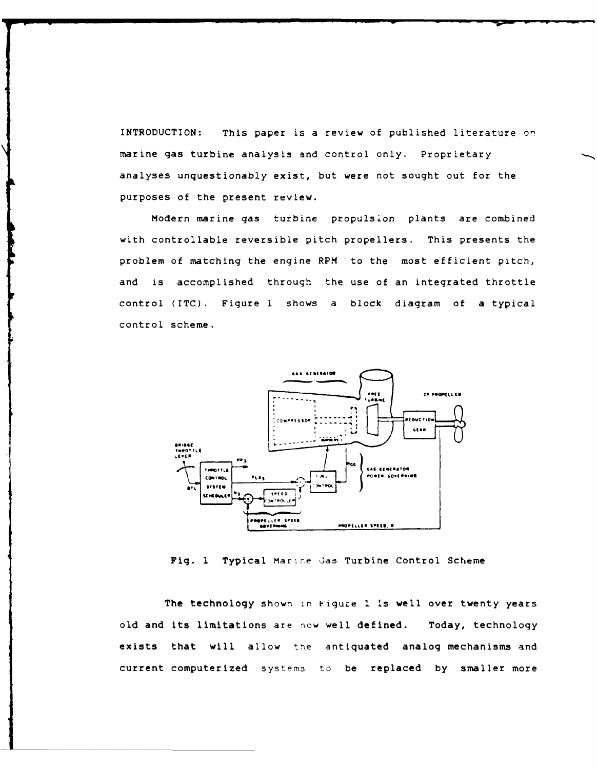INTRODUCTION: This paper is a review of published literature on marine gas turbine analysis and control only. Proprietary analyses unquestionably exist, but were not sought out for the purposes of the present review.

Modern marine gas turbine propulsion plants are combined with controllable reversible pitch propellers. This presents the problem of matching the engine RPM to the most efficient pitch, and is accomplished through the use of an integrated throttle control (ITC). Figure 1 shows a block diagram of a typical control scheme.

Fig. 1 Typical Marine Gas Turbine Control Scheme

The technology shown in Figure 1 is well over twenty years old and its limitations are now well defined. Today, technology exists that will allow the antiquated analog mechanisms and current computerized systems to be replaced by smaller more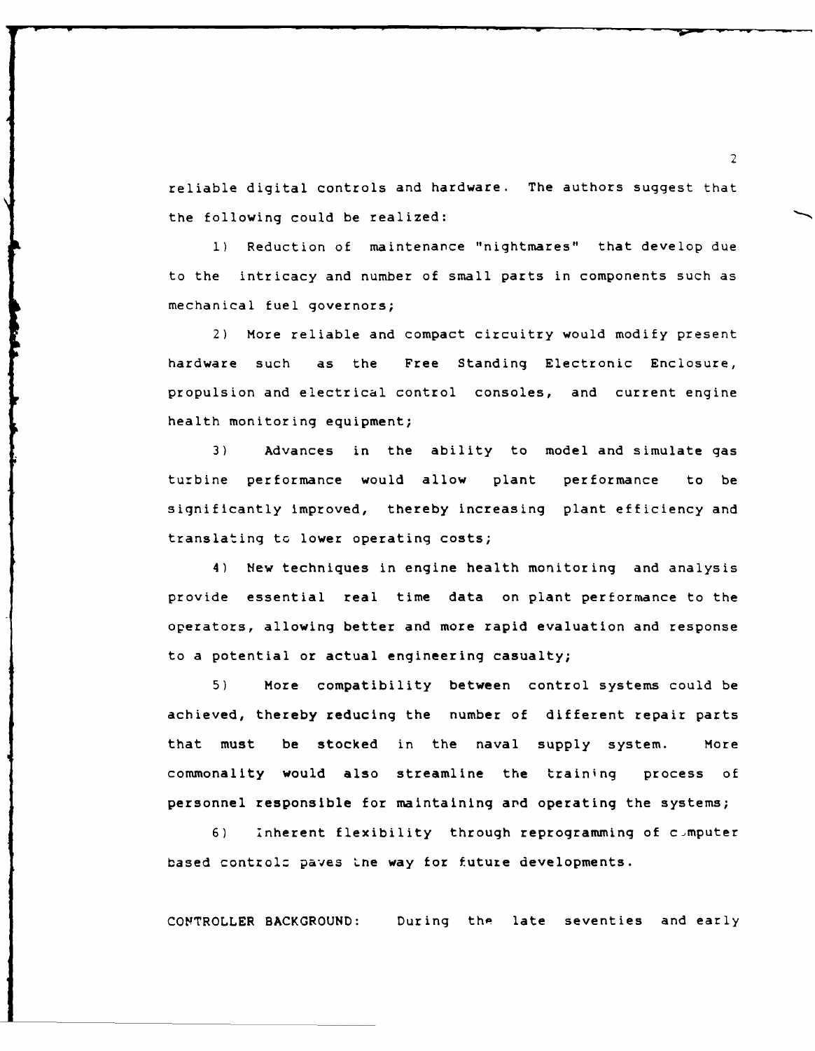reliable digital controls and hardware. The authors suggest that the following could be realized:

1) Reduction of maintenance "nightmares" that develop due to the intricacy and number of small parts in components such as mechanical fuel governors;

2) More reliable and compact circuitry would modify present hardware such as the Free Standing Electronic Enclosure, propulsion and electrical control consoles, and current engine health monitoring equipment;

3) Advances in the ability to model and simulate gas turbine performance would allow plant performance to be significantly improved, thereby increasing plant efficiency and translating to lower operating costs;

4) New techniques in engine health monitoring and analysis provide essential real time data on plant performance to the operators, allowing better and more rapid evaluation and response to a potential or actual engineering casualty;

5) More compatibility between control systems could be achieved, thereby reducing the number of different repair parts that must be stocked in the naval supply system. More commonality would also streamline the training process of personnel responsible for maintaining and operating the systems;

6) Inherent flexibility through reprogramming of computer based controls paves the way for future developments.

CONTROLLER BACKGROUND: During the late seventies and early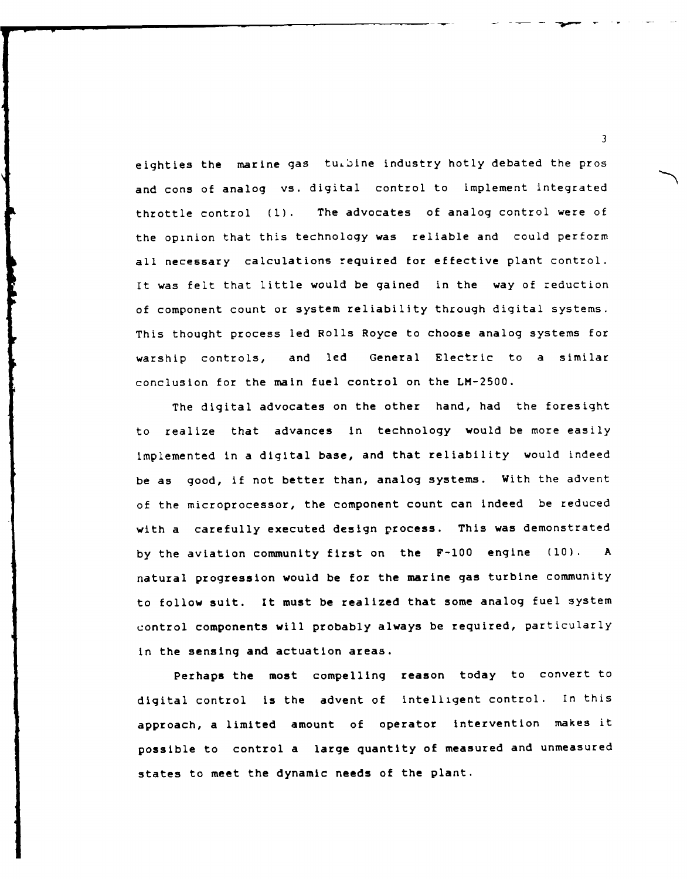eighties the marine gas turbine industry hotly debated the pros and cons of analog vs. digital control to implement integrated throttle control (1). The advocates of analog control were of the opinion that this technology was reliable and could perform all necessary calculations required for effective plant control. It was felt that little would be gained in the way of reduction of component count or system reliability through digital systems. This thought process led Rolls Royce to choose analog systems for warship controls, and led General Electric to a similar conclusion for the main fuel control on the LM-2500.

The digital advocates on the other hand, had the foresight to realize that advances in technology would be more easily implemented in a digital base, and that reliability would indeed be as good, if not better than, analog systems. With the advent of the microprocessor, the component count can indeed be reduced with a carefully executed design process. This was demonstrated by the aviation community first on the F-100 engine (10). A natural progression would be for the marine gas turbine community to follow suit. It must be realized that some analog fuel system control components will probably always be required, particularly in the sensing and actuation areas.

Perhaps the most compelling reason today to convert to digital control is the advent of intelligent control. In this approach, a limited amount of operator intervention makes it possible to control a large quantity of measured and unmeasured states to meet the dynamic needs of the plant.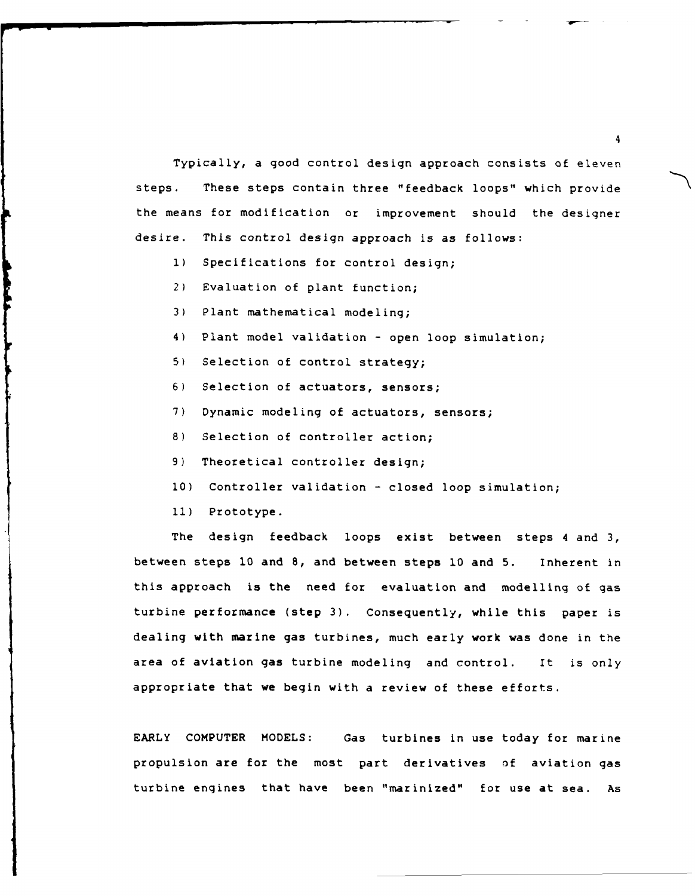Typically, a good control design approach consists of eleven steps. These steps contain three "feedback loops" which provide the means for modification or improvement should the designer desire. This control design approach is as follows:

1) Specifications for control design;
2) Evaluation of plant function;
3) Plant mathematical modeling;
4) Plant model validation - open loop simulation;
5) Selection of control strategy;
6) Selection of actuators, sensors;
7) Dynamic modeling of actuators, sensors;
8) Selection of controller action;
9) Theoretical controller design;
10) Controller validation - closed loop simulation;
11) Prototype.

The design feedback loops exist between steps 4 and 3, between steps 10 and 8, and between steps 10 and 5. Inherent in this approach is the need for evaluation and modelling of gas turbine performance (step 3). Consequently, while this paper is dealing with marine gas turbines, much early work was done in the area of aviation gas turbine modeling and control. It is only appropriate that we begin with a review of these efforts.

EARLY COMPUTER MODELS: Gas turbines in use today for marine propulsion are for the most part derivatives of aviation gas turbine engines that have been "marinized" for use at sea. As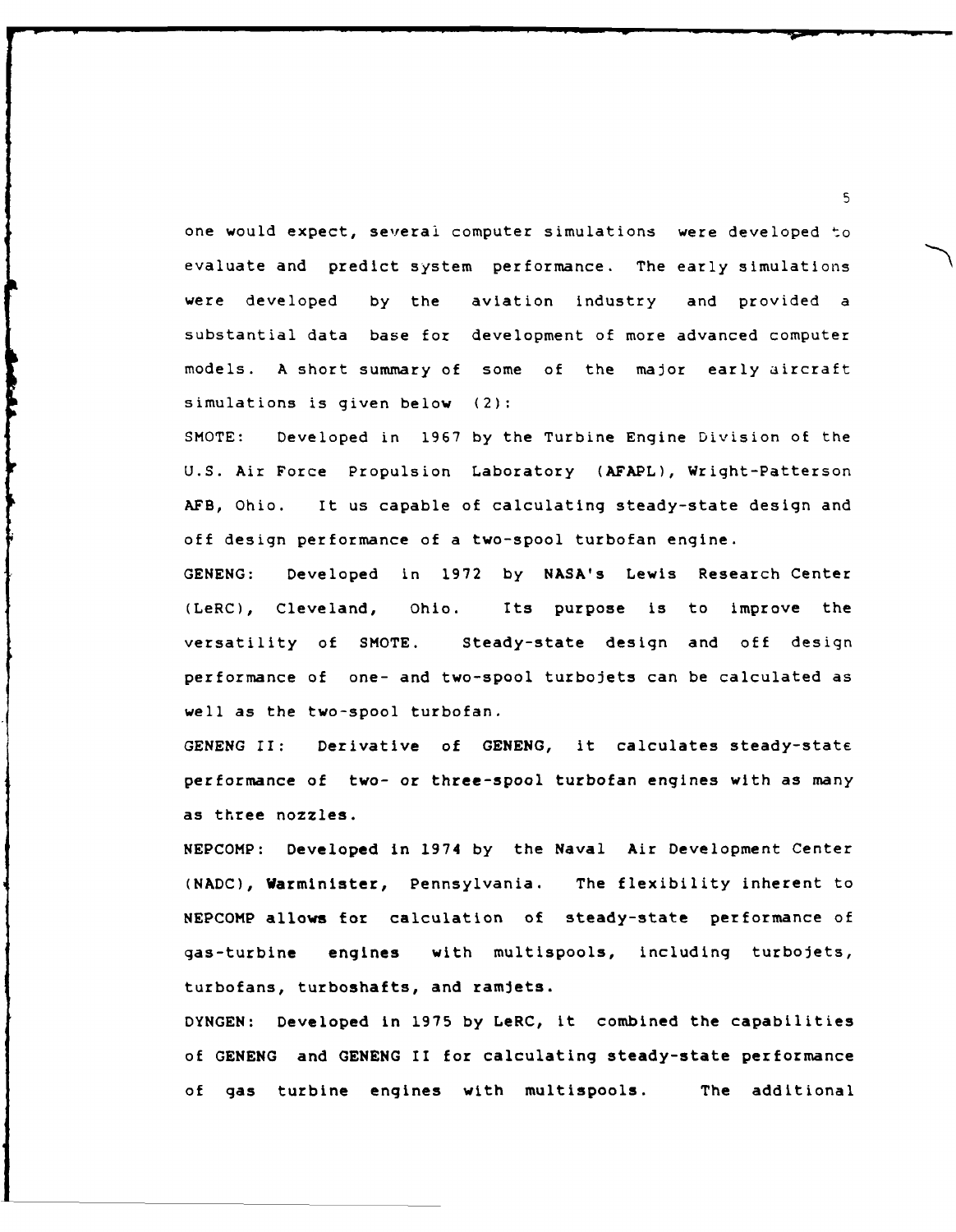one would expect, several computer simulations were developed to evaluate and predict system performance. The early simulations were developed by the aviation industry and provided a substantial data base for development of more advanced computer models. A short summary of some of the major early aircraft simulations is given below (2):

SMOTE: Developed in 1967 by the Turbine Engine Division of the U.S. Air Force Propulsion Laboratory (AFAPL), Wright-Patterson AFB, Ohio. It us capable of calculating steady-state design and off design performance of a two-spool turbofan engine.

GENENG: Developed in 1972 by NASA's Lewis Research Center (LeRC), Cleveland, Ohio. Its purpose is to improve the versatility of SMOTE. Steady-state design and off design performance of one- and two-spool turbojets can be calculated as well as the two-spool turbofan.

GENENG II: Derivative of GENENG, it calculates steady-state performance of two- or three-spool turbofan engines with as many as three nozzles.

NEPCOMP: Developed in 1974 by the Naval Air Development Center (NADC), Warminister, Pennsylvania. The flexibility inherent to NEPCOMP allows for calculation of steady-state performance of gas-turbine engines with multispools, including turbojets, turbofans, turboshafts, and ramjets.

DYNGEN: Developed in 1975 by LeRC, it combined the capabilities of GENENG and GENENG II for calculating steady-state performance of gas turbine engines with multispools. The additional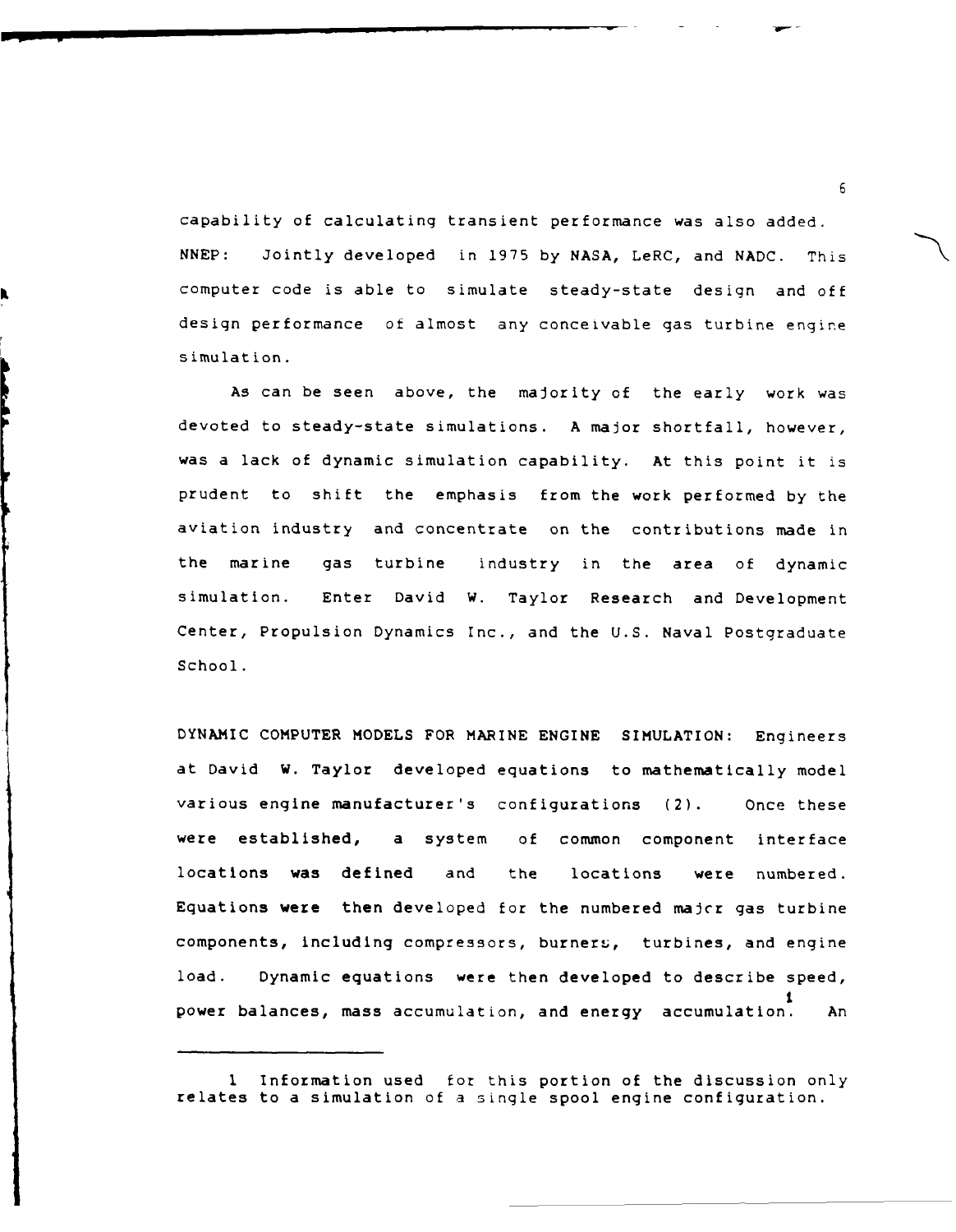capability of calculating transient performance was also added.

NNEP: Jointly developed in 1975 by NASA, LeRC, and NADC. This computer code is able to simulate steady-state design and off design performance of almost any conceivable gas turbine engine simulation.

As can be seen above, the majority of the early work was devoted to steady-state simulations. A major shortfall, however, was a lack of dynamic simulation capability. At this point it is prudent to shift the emphasis from the work performed by the aviation industry and concentrate on the contributions made in the marine gas turbine industry in the area of dynamic simulation. Enter David W. Taylor Research and Development Center, Propulsion Dynamics Inc., and the U.S. Naval Postgraduate School.

DYNAMIC COMPUTER MODELS FOR MARINE ENGINE SIMULATION: Engineers at David W. Taylor developed equations to mathematically model various engine manufacturer's configurations (2). Once these were established, a system of common component interface locations was defined and the locations were numbered. Equations were then developed for the numbered major gas turbine components, including compressors, burners, turbines, and engine load. Dynamic equations were then developed to describe speed, power balances, mass accumulation, and energy accumulation.[1] An

---

1 Information used for this portion of the discussion only relates to a simulation of a single spool engine configuration.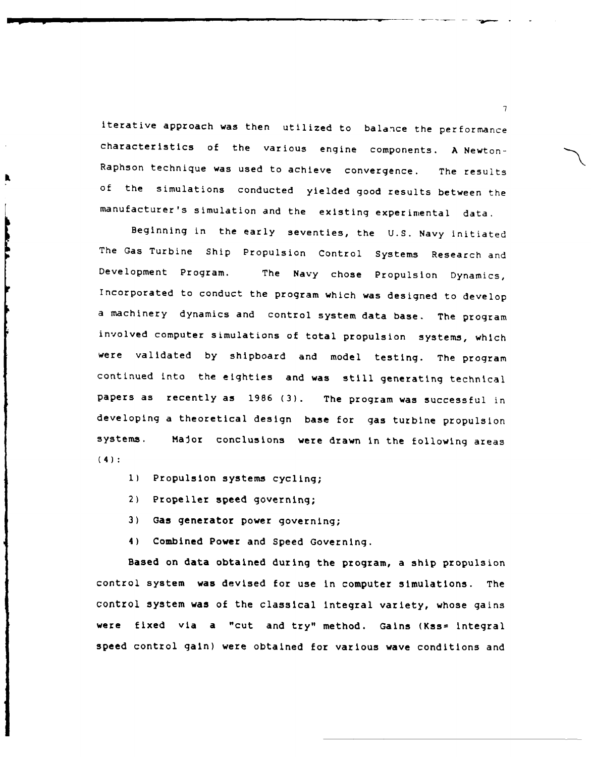iterative approach was then utilized to balance the performance characteristics of the various engine components. A Newton-Raphson technique was used to achieve convergence. The results of the simulations conducted yielded good results between the manufacturer's simulation and the existing experimental data.

Beginning in the early seventies, the U.S. Navy initiated The Gas Turbine Ship Propulsion Control Systems Research and Development Program. The Navy chose Propulsion Dynamics, Incorporated to conduct the program which was designed to develop a machinery dynamics and control system data base. The program involved computer simulations of total propulsion systems, which were validated by shipboard and model testing. The program continued into the eighties and was still generating technical papers as recently as 1986 (3). The program was successful in developing a theoretical design base for gas turbine propulsion systems. Major conclusions were drawn in the following areas (4):

1) Propulsion systems cycling;
2) Propeller speed governing;
3) Gas generator power governing;
4) Combined Power and Speed Governing.

Based on data obtained during the program, a ship propulsion control system was devised for use in computer simulations. The control system was of the classical integral variety, whose gains were fixed via a "cut and try" method. Gains (Kss= integral speed control gain) were obtained for various wave conditions and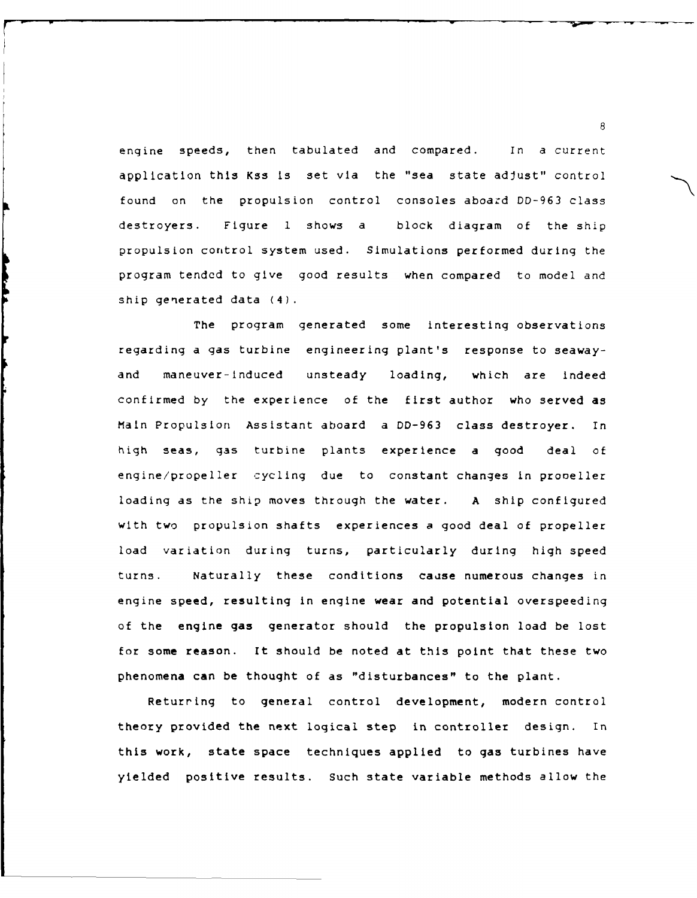engine speeds, then tabulated and compared. In a current application this Kss is set via the "sea state adjust" control found on the propulsion control consoles aboard DD-963 class destroyers. Figure 1 shows a block diagram of the ship propulsion control system used. Simulations performed during the program tended to give good results when compared to model and ship generated data (4).

The program generated some interesting observations regarding a gas turbine engineering plant's response to seaway- and maneuver-induced unsteady loading, which are indeed confirmed by the experience of the first author who served as Main Propulsion Assistant aboard a DD-963 class destroyer. In high seas, gas turbine plants experience a good deal of engine/propeller cycling due to constant changes in propeller loading as the ship moves through the water. A ship configured with two propulsion shafts experiences a good deal of propeller load variation during turns, particularly during high speed turns. Naturally these conditions cause numerous changes in engine speed, resulting in engine wear and potential overspeeding of the engine gas generator should the propulsion load be lost for some reason. It should be noted at this point that these two phenomena can be thought of as "disturbances" to the plant.

Returning to general control development, modern control theory provided the next logical step in controller design. In this work, state space techniques applied to gas turbines have yielded positive results. Such state variable methods allow the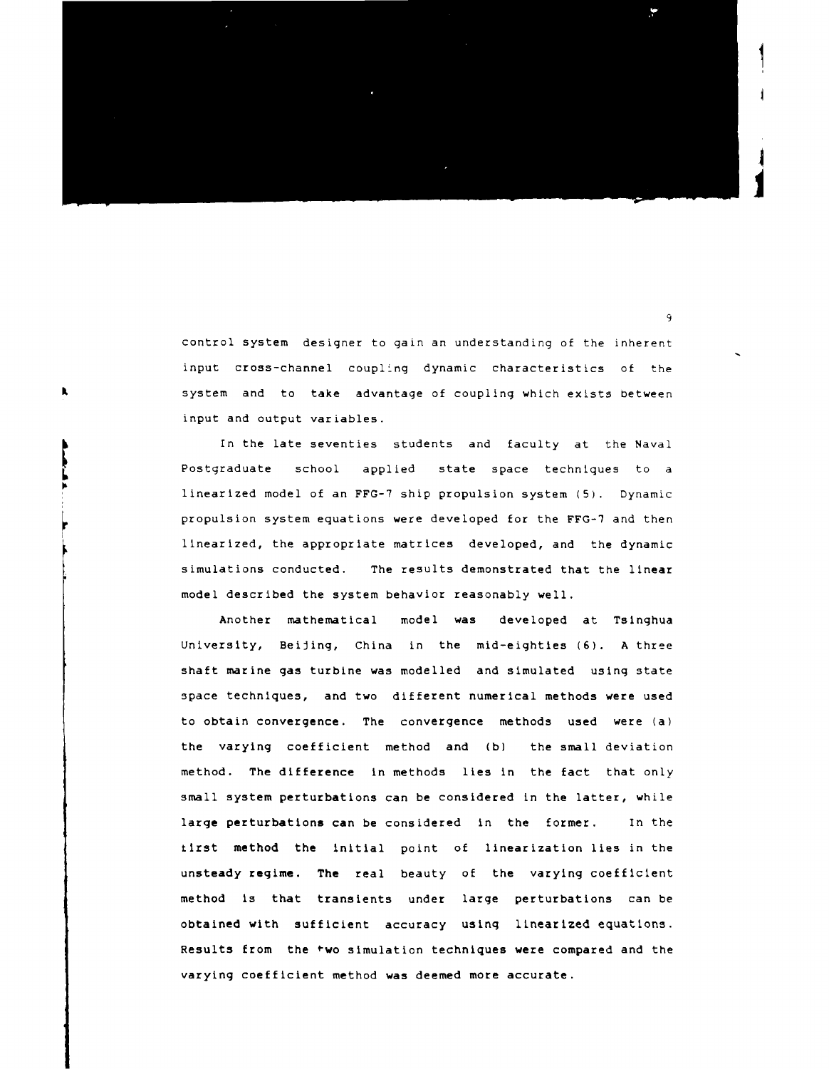control system designer to gain an understanding of the inherent input cross-channel coupling dynamic characteristics of the system and to take advantage of coupling which exists between input and output variables.

In the late seventies students and faculty at the Naval Postgraduate school applied state space techniques to a linearized model of an FFG-7 ship propulsion system (5). Dynamic propulsion system equations were developed for the FFG-7 and then linearized, the appropriate matrices developed, and the dynamic simulations conducted. The results demonstrated that the linear model described the system behavior reasonably well.

Another mathematical model was developed at Tsinghua University, Beijing, China in the mid-eighties (6). A three shaft marine gas turbine was modelled and simulated using state space techniques, and two different numerical methods were used to obtain convergence. The convergence methods used were (a) the varying coefficient method and (b) the small deviation method. The difference in methods lies in the fact that only small system perturbations can be considered in the latter, while large perturbations can be considered in the former. In the first method the initial point of linearization lies in the unsteady regime. The real beauty of the varying coefficient method is that transients under large perturbations can be obtained with sufficient accuracy using linearized equations. Results from the two simulation techniques were compared and the varying coefficient method was deemed more accurate.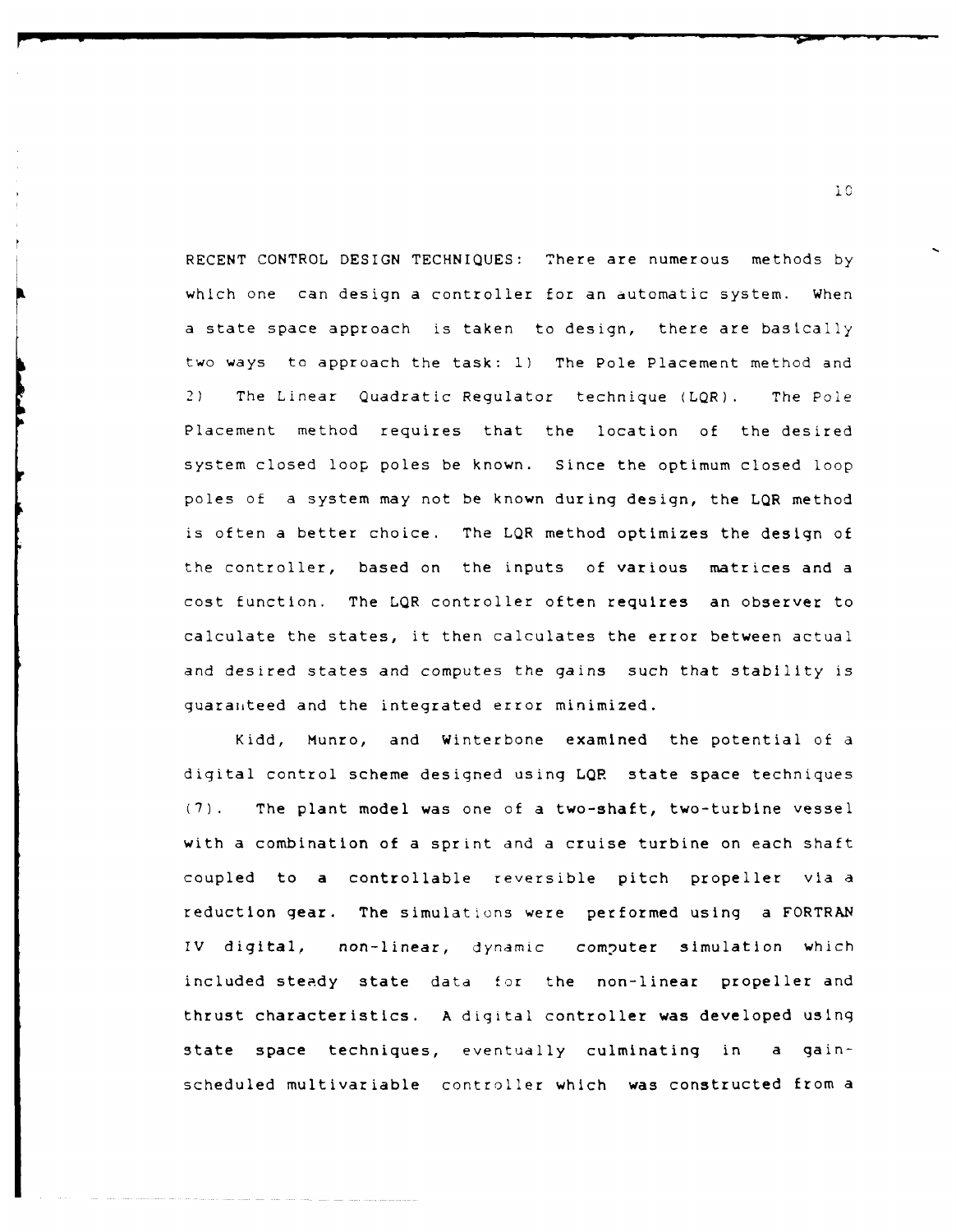RECENT CONTROL DESIGN TECHNIQUES: There are numerous methods by which one can design a controller for an automatic system. When a state space approach is taken to design, there are basically two ways to approach the task: 1) The Pole Placement method and 2) The Linear Quadratic Regulator technique (LQR). The Pole Placement method requires that the location of the desired system closed loop poles be known. Since the optimum closed loop poles of a system may not be known during design, the LQR method is often a better choice. The LQR method optimizes the design of the controller, based on the inputs of various matrices and a cost function. The LQR controller often requires an observer to calculate the states, it then calculates the error between actual and desired states and computes the gains such that stability is guaranteed and the integrated error minimized.

Kidd, Munro, and Winterbone examined the potential of a digital control scheme designed using LQR state space techniques (7). The plant model was one of a two-shaft, two-turbine vessel with a combination of a sprint and a cruise turbine on each shaft coupled to a controllable reversible pitch propeller via a reduction gear. The simulations were performed using a FORTRAN IV digital, non-linear, dynamic computer simulation which included steady state data for the non-linear propeller and thrust characteristics. A digital controller was developed using state space techniques, eventually culminating in a gain-scheduled multivariable controller which was constructed from a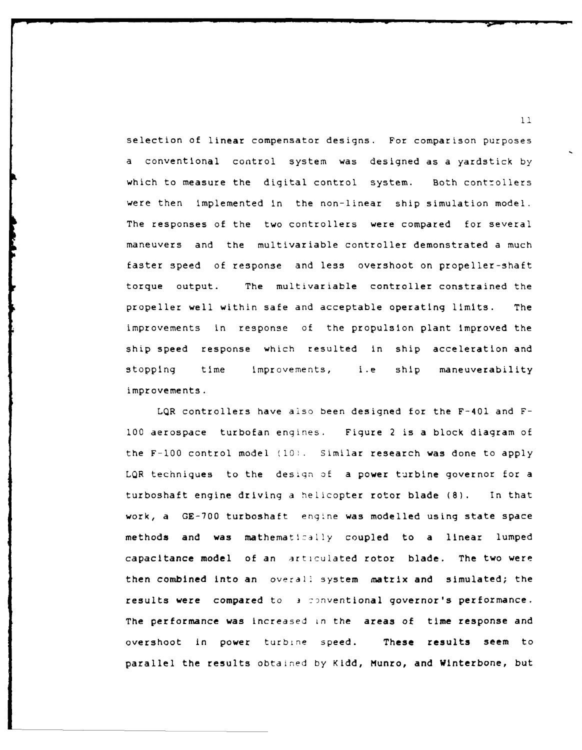selection of linear compensator designs. For comparison purposes a conventional control system was designed as a yardstick by which to measure the digital control system. Both controllers were then implemented in the non-linear ship simulation model. The responses of the two controllers were compared for several maneuvers and the multivariable controller demonstrated a much faster speed of response and less overshoot on propeller-shaft torque output. The multivariable controller constrained the propeller well within safe and acceptable operating limits. The improvements in response of the propulsion plant improved the ship speed response which resulted in ship acceleration and stopping time improvements, i.e ship maneuverability improvements.

LQR controllers have also been designed for the F-401 and F-100 aerospace turbofan engines. Figure 2 is a block diagram of the F-100 control model (10). Similar research was done to apply LQR techniques to the design of a power turbine governor for a turboshaft engine driving a helicopter rotor blade (8). In that work, a GE-700 turboshaft engine was modelled using state space methods and was mathematically coupled to a linear lumped capacitance model of an articulated rotor blade. The two were then combined into an overall system matrix and simulated; the results were compared to a conventional governor's performance. The performance was increased in the areas of time response and overshoot in power turbine speed. These results seem to parallel the results obtained by Kidd, Munro, and Winterbone, but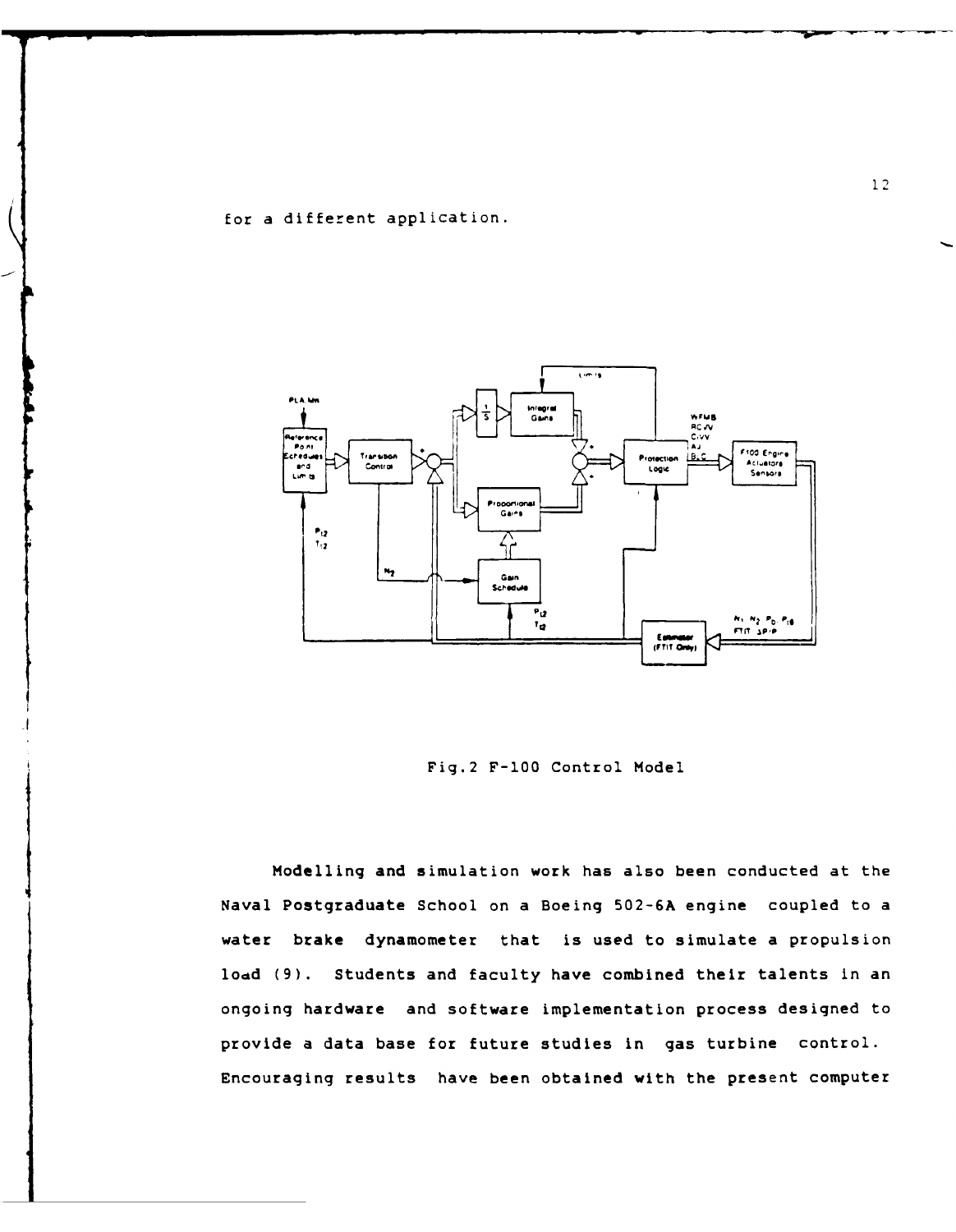for a different application.

Fig.2 F-100 Control Model

Modelling and simulation work has also been conducted at the Naval Postgraduate School on a Boeing 502-6A engine coupled to a water brake dynamometer that is used to simulate a propulsion load (9). Students and faculty have combined their talents in an ongoing hardware and software implementation process designed to provide a data base for future studies in gas turbine control. Encouraging results have been obtained with the present computer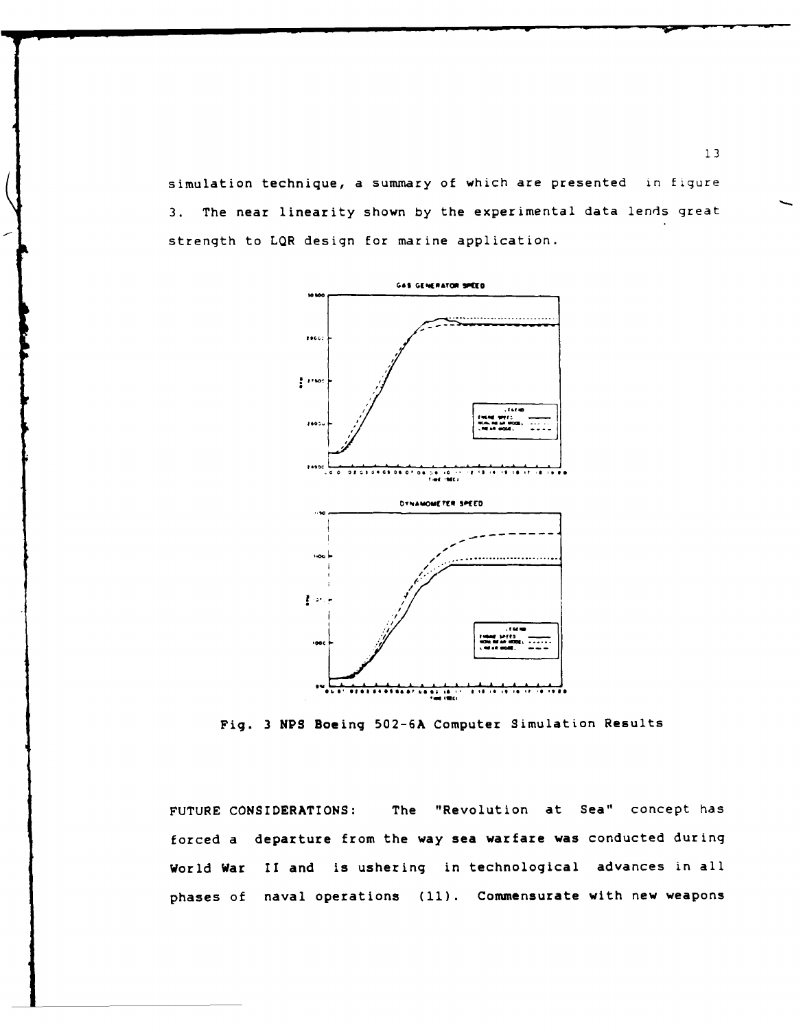simulation technique, a summary of which are presented in figure 3. The near linearity shown by the experimental data lends great strength to LQR design for marine application.

Fig. 3 NPS Boeing 502-6A Computer Simulation Results

FUTURE CONSIDERATIONS: The "Revolution at Sea" concept has forced a departure from the way sea warfare was conducted during World War II and is ushering in technological advances in all phases of naval operations (11). Commensurate with new weapons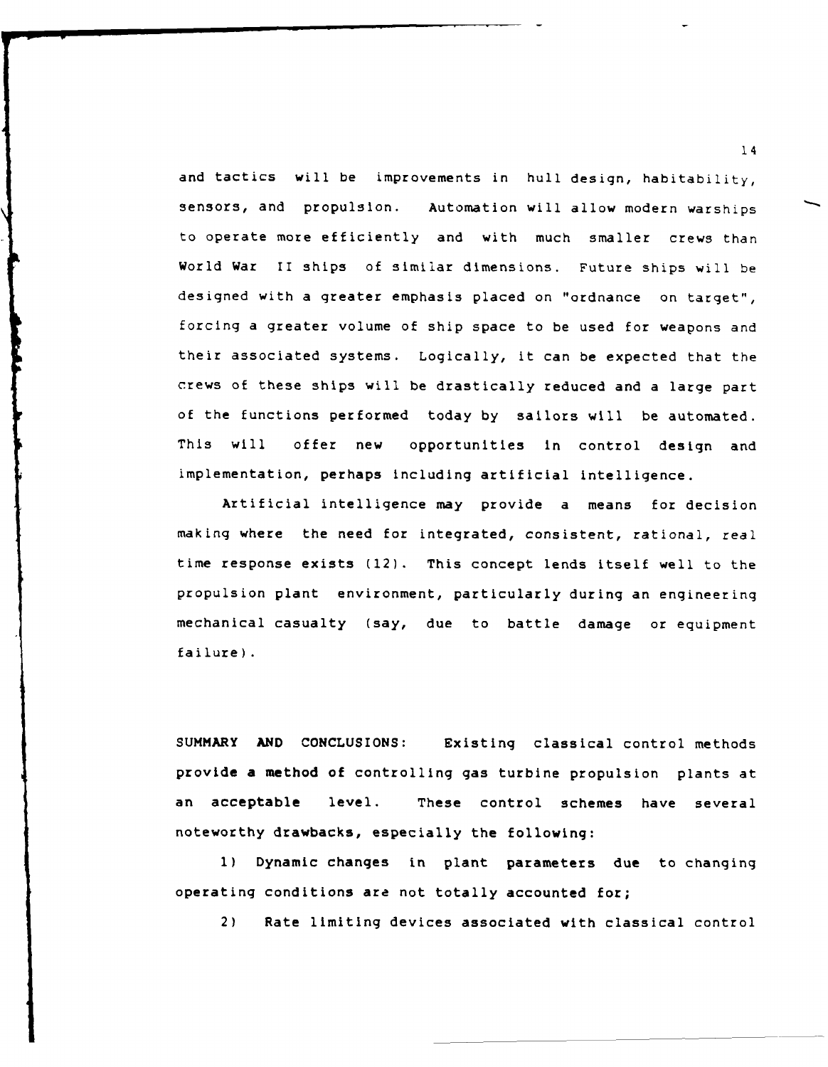and tactics will be improvements in hull design, habitability, sensors, and propulsion. Automation will allow modern warships to operate more efficiently and with much smaller crews than World War II ships of similar dimensions. Future ships will be designed with a greater emphasis placed on "ordnance on target", forcing a greater volume of ship space to be used for weapons and their associated systems. Logically, it can be expected that the crews of these ships will be drastically reduced and a large part of the functions performed today by sailors will be automated. This will offer new opportunities in control design and implementation, perhaps including artificial intelligence.

Artificial intelligence may provide a means for decision making where the need for integrated, consistent, rational, real time response exists (12). This concept lends itself well to the propulsion plant environment, particularly during an engineering mechanical casualty (say, due to battle damage or equipment failure).

**SUMMARY AND CONCLUSIONS:** Existing classical control methods provide a method of controlling gas turbine propulsion plants at an acceptable level. These control schemes have several noteworthy drawbacks, especially the following:

1) Dynamic changes in plant parameters due to changing operating conditions are not totally accounted for;

2) Rate limiting devices associated with classical control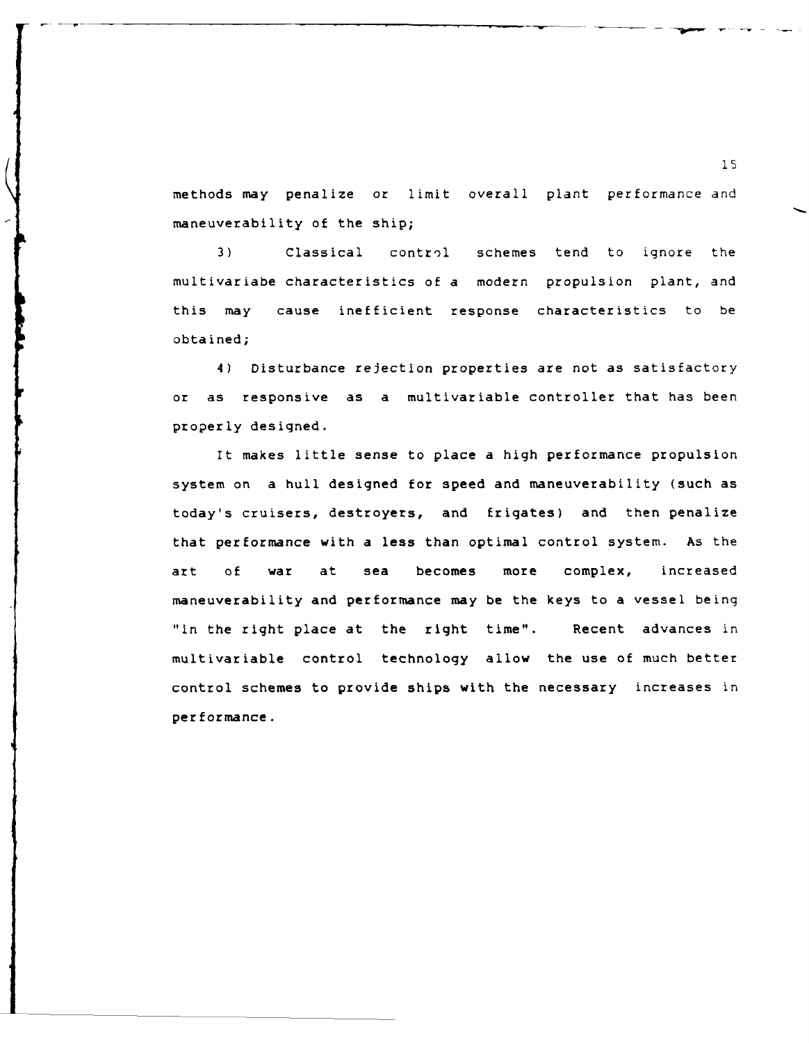methods may penalize or limit overall plant performance and maneuverability of the ship;

3) Classical control schemes tend to ignore the multivariabe characteristics of a modern propulsion plant, and this may cause inefficient response characteristics to be obtained;

4) Disturbance rejection properties are not as satisfactory or as responsive as a multivariable controller that has been properly designed.

It makes little sense to place a high performance propulsion system on a hull designed for speed and maneuverability (such as today's cruisers, destroyers, and frigates) and then penalize that performance with a less than optimal control system. As the art of war at sea becomes more complex, increased maneuverability and performance may be the keys to a vessel being "in the right place at the right time". Recent advances in multivariable control technology allow the use of much better control schemes to provide ships with the necessary increases in performance.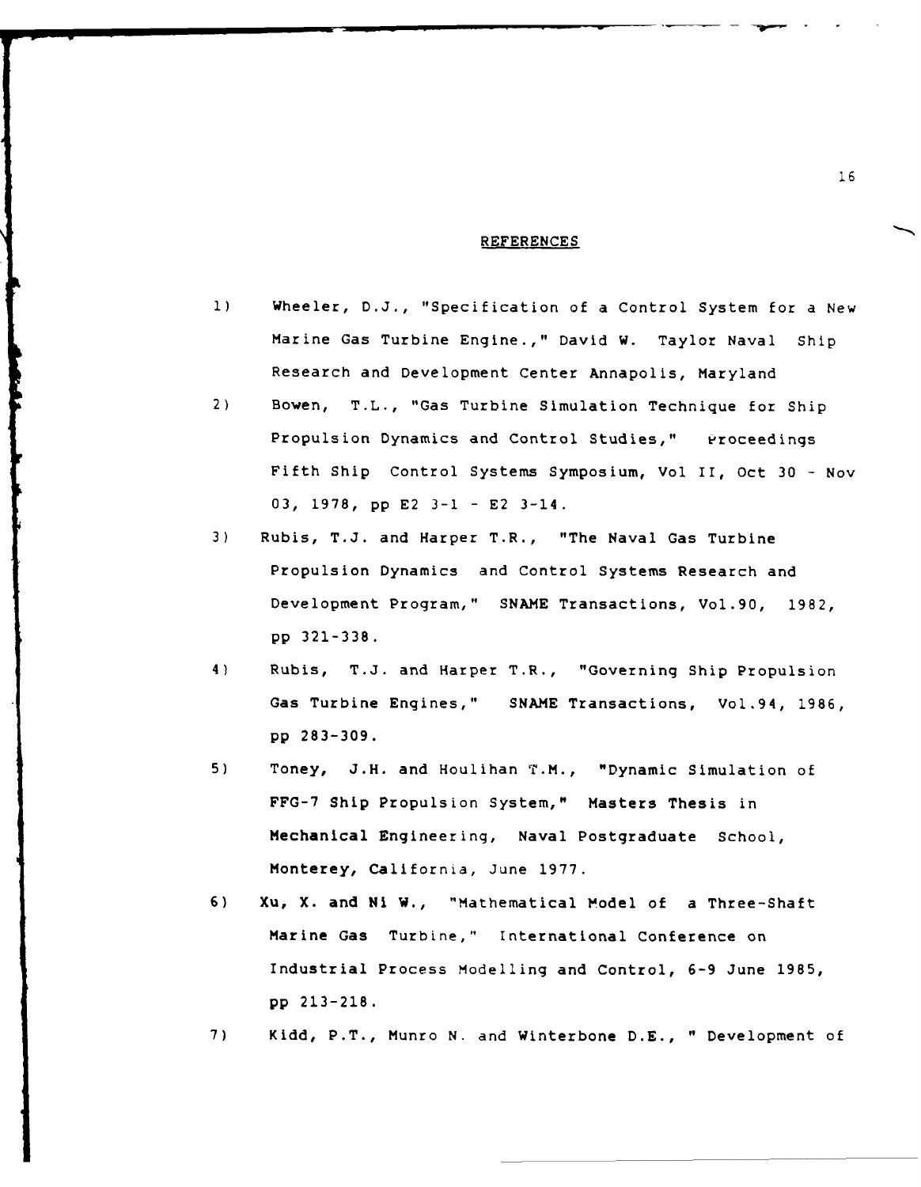## REFERENCES

1) Wheeler, D.J., "Specification of a Control System for a New Marine Gas Turbine Engine.," David W. Taylor Naval Ship Research and Development Center Annapolis, Maryland

2) Bowen, T.L., "Gas Turbine Simulation Technique for Ship Propulsion Dynamics and Control Studies," Proceedings Fifth Ship Control Systems Symposium, Vol II, Oct 30 - Nov 03, 1978, pp E2 3-1 - E2 3-14.

3) Rubis, T.J. and Harper T.R., "The Naval Gas Turbine Propulsion Dynamics and Control Systems Research and Development Program," SNAME Transactions, Vol.90, 1982, pp 321-338.

4) Rubis, T.J. and Harper T.R., "Governing Ship Propulsion Gas Turbine Engines," SNAME Transactions, Vol.94, 1986, pp 283-309.

5) Toney, J.H. and Houlihan T.M., "Dynamic Simulation of FFG-7 Ship Propulsion System," Masters Thesis in Mechanical Engineering, Naval Postgraduate School, Monterey, California, June 1977.

6) Xu, X. and Ni W., "Mathematical Model of a Three-Shaft Marine Gas Turbine," International Conference on Industrial Process Modelling and Control, 6-9 June 1985, pp 213-218.

7) Kidd, P.T., Munro N. and Winterbone D.E., " Development of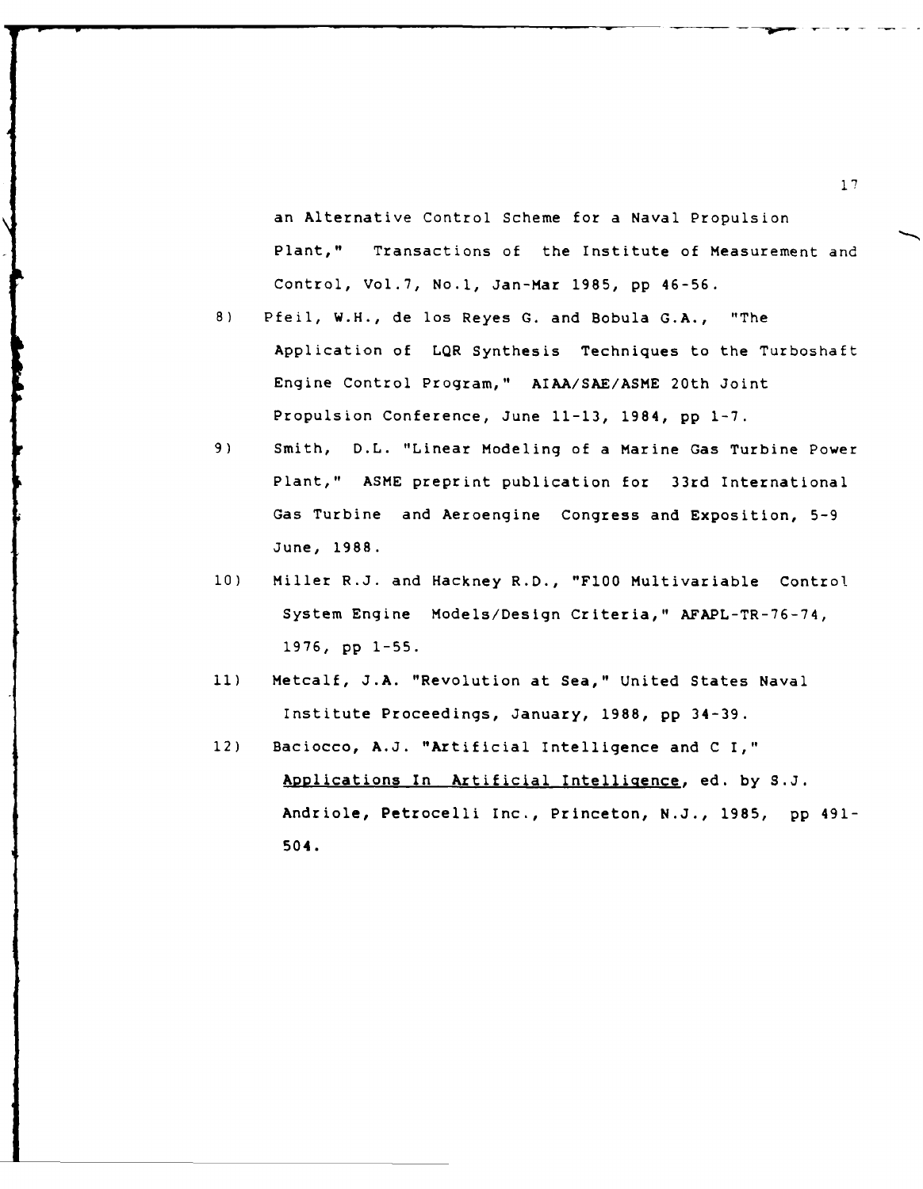an Alternative Control Scheme for a Naval Propulsion Plant," Transactions of the Institute of Measurement and Control, Vol.7, No.1, Jan-Mar 1985, pp 46-56.

8) Pfeil, W.H., de los Reyes G. and Bobula G.A., "The Application of LQR Synthesis Techniques to the Turboshaft Engine Control Program," AIAA/SAE/ASME 20th Joint Propulsion Conference, June 11-13, 1984, pp 1-7.

9) Smith, D.L. "Linear Modeling of a Marine Gas Turbine Power Plant," ASME preprint publication for 33rd International Gas Turbine and Aeroengine Congress and Exposition, 5-9 June, 1988.

10) Miller R.J. and Hackney R.D., "F100 Multivariable Control System Engine Models/Design Criteria," AFAPL-TR-76-74, 1976, pp 1-55.

11) Metcalf, J.A. "Revolution at Sea," United States Naval Institute Proceedings, January, 1988, pp 34-39.

12) Baciocco, A.J. "Artificial Intelligence and C I," Applications In Artificial Intelligence, ed. by S.J. Andriole, Petrocelli Inc., Princeton, N.J., 1985, pp 491-504.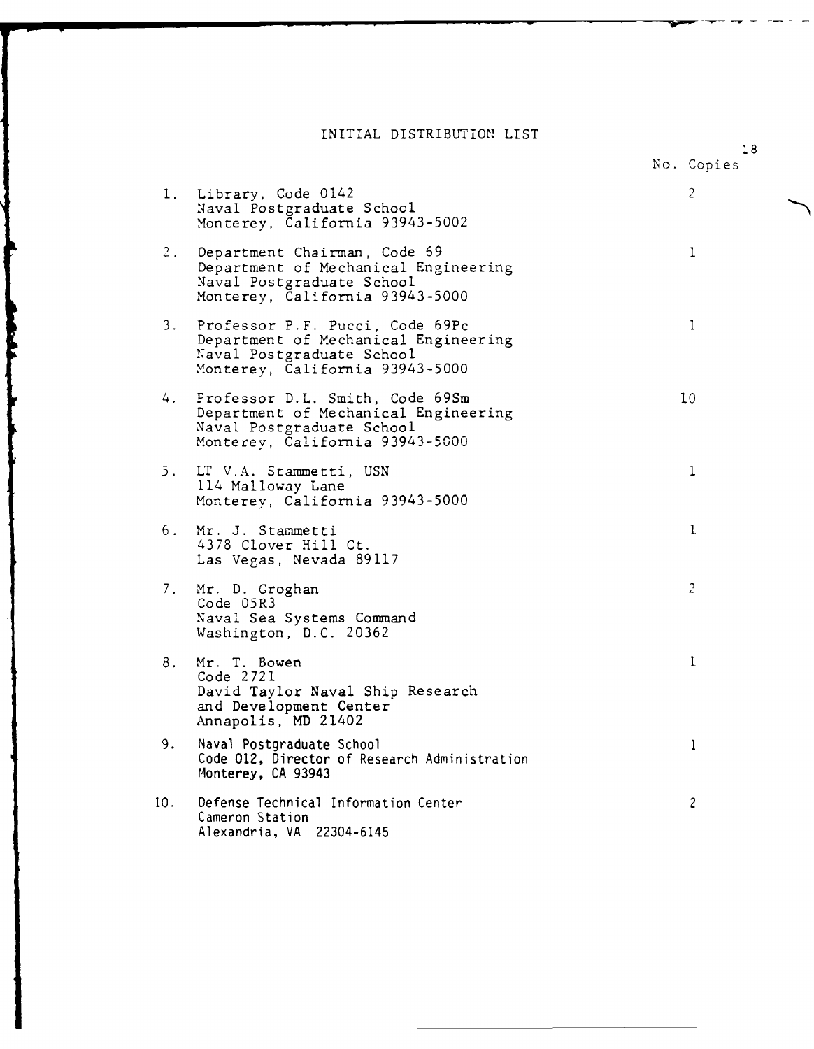# INITIAL DISTRIBUTION LIST

| | | No. Copies |
|---|---|---|
| 1. | Library, Code 0142<br>Naval Postgraduate School<br>Monterey, California 93943-5002 | 2 |
| 2. | Department Chairman, Code 69<br>Department of Mechanical Engineering<br>Naval Postgraduate School<br>Monterey, California 93943-5000 | 1 |
| 3. | Professor P.F. Pucci, Code 69Pc<br>Department of Mechanical Engineering<br>Naval Postgraduate School<br>Monterey, California 93943-5000 | 1 |
| 4. | Professor D.L. Smith, Code 69Sm<br>Department of Mechanical Engineering<br>Naval Postgraduate School<br>Monterey, California 93943-5000 | 10 |
| 5. | LT V.A. Stammetti, USN<br>114 Malloway Lane<br>Monterey, California 93943-5000 | 1 |
| 6. | Mr. J. Stammetti<br>4378 Clover Hill Ct.<br>Las Vegas, Nevada 89117 | 1 |
| 7. | Mr. D. Groghan<br>Code 05R3<br>Naval Sea Systems Command<br>Washington, D.C. 20362 | 2 |
| 8. | Mr. T. Bowen<br>Code 2721<br>David Taylor Naval Ship Research and Development Center<br>Annapolis, MD 21402 | 1 |
| 9. | Naval Postgraduate School<br>Code 012, Director of Research Administration<br>Monterey, CA 93943 | 1 |
| 10. | Defense Technical Information Center<br>Cameron Station<br>Alexandria, VA 22304-6145 | 2 |